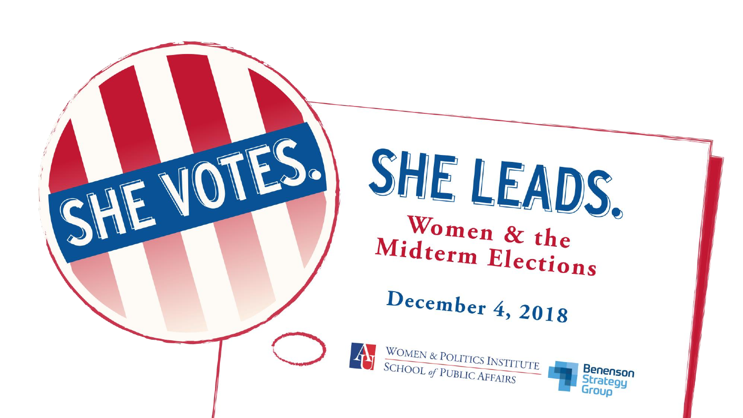# SHE VOTES. SHE LEADS.

## Women & the Midterm Elections

December 4, 2018

Women & Politics Institute
School *of* Public Affairs

Benenson Strategy Group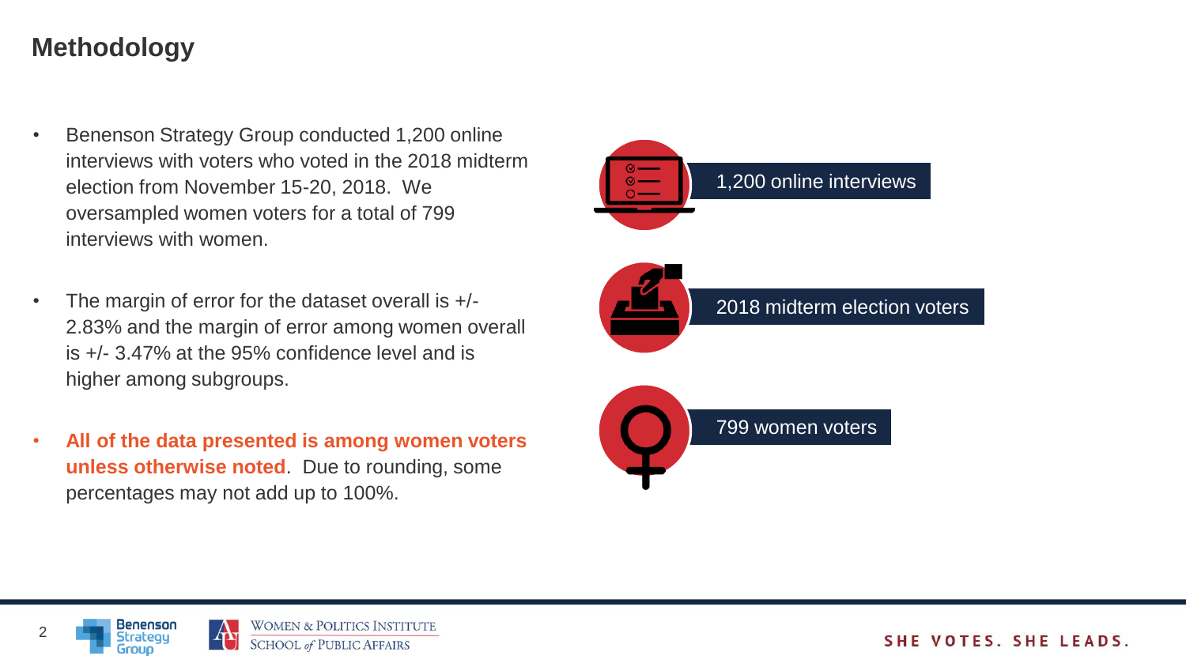# Methodology

- Benenson Strategy Group conducted 1,200 online interviews with voters who voted in the 2018 midterm election from November 15-20, 2018. We oversampled women voters for a total of 799 interviews with women.
- The margin of error for the dataset overall is +/- 2.83% and the margin of error among women overall is +/- 3.47% at the 95% confidence level and is higher among subgroups.
- **All of the data presented is among women voters unless otherwise noted**. Due to rounding, some percentages may not add up to 100%.

1,200 online interviews

2018 midterm election voters

799 women voters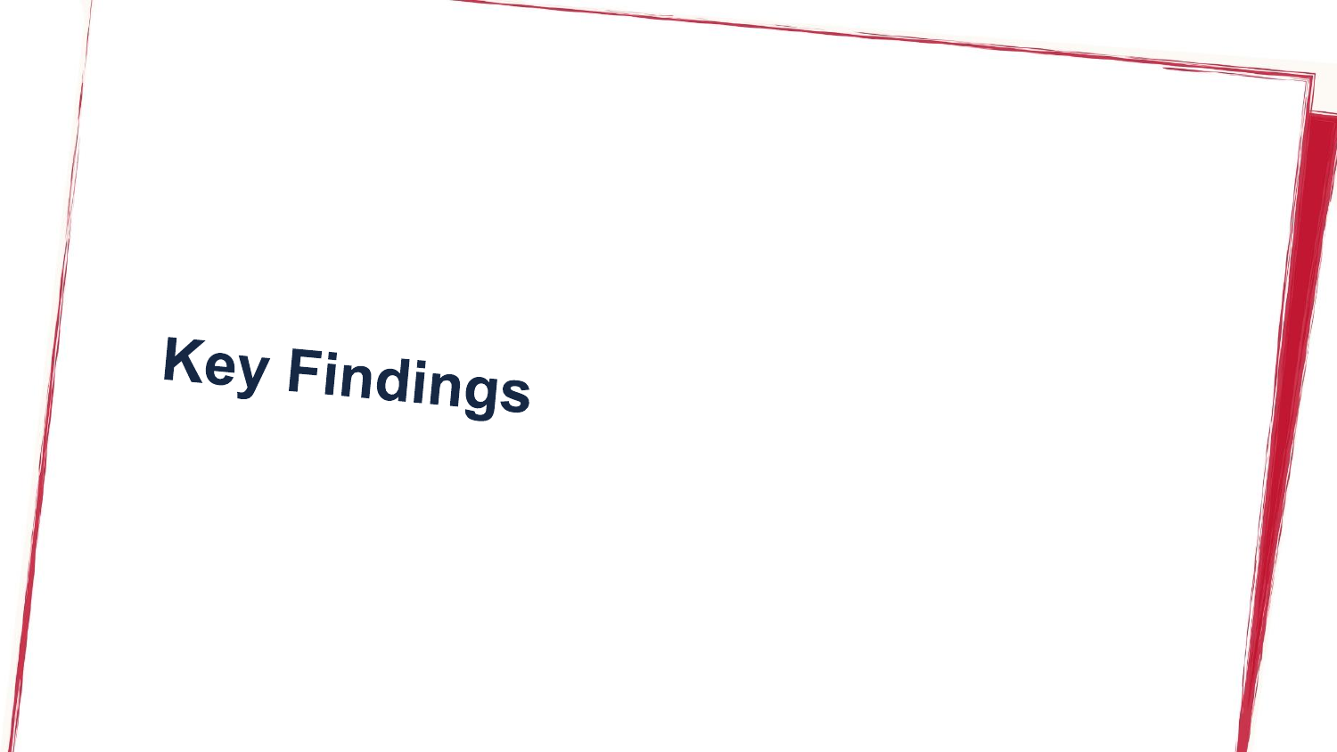# Key Findings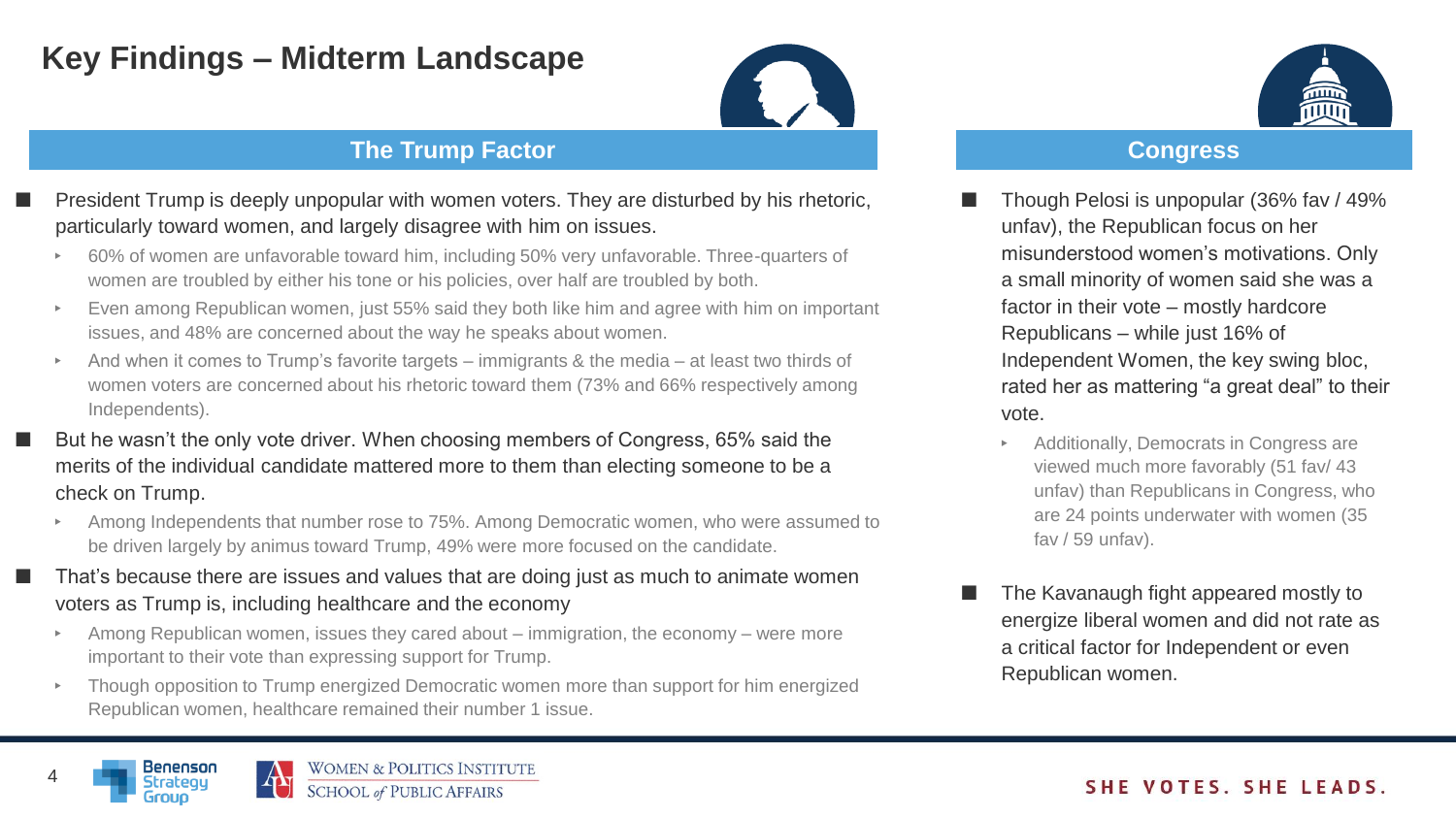# Key Findings – Midterm Landscape

## The Trump Factor

- President Trump is deeply unpopular with women voters. They are disturbed by his rhetoric, particularly toward women, and largely disagree with him on issues.
  - 60% of women are unfavorable toward him, including 50% very unfavorable. Three-quarters of women are troubled by either his tone or his policies, over half are troubled by both.
  - Even among Republican women, just 55% said they both like him and agree with him on important issues, and 48% are concerned about the way he speaks about women.
  - And when it comes to Trump's favorite targets – immigrants & the media – at least two thirds of women voters are concerned about his rhetoric toward them (73% and 66% respectively among Independents).
- But he wasn't the only vote driver. When choosing members of Congress, 65% said the merits of the individual candidate mattered more to them than electing someone to be a check on Trump.
  - Among Independents that number rose to 75%. Among Democratic women, who were assumed to be driven largely by animus toward Trump, 49% were more focused on the candidate.
- That's because there are issues and values that are doing just as much to animate women voters as Trump is, including healthcare and the economy
  - Among Republican women, issues they cared about – immigration, the economy – were more important to their vote than expressing support for Trump.
  - Though opposition to Trump energized Democratic women more than support for him energized Republican women, healthcare remained their number 1 issue.

## Congress

- Though Pelosi is unpopular (36% fav / 49% unfav), the Republican focus on her misunderstood women's motivations. Only a small minority of women said she was a factor in their vote – mostly hardcore Republicans – while just 16% of Independent Women, the key swing bloc, rated her as mattering "a great deal" to their vote.
  - Additionally, Democrats in Congress are viewed much more favorably (51 fav/ 43 unfav) than Republicans in Congress, who are 24 points underwater with women (35 fav / 59 unfav).
- The Kavanaugh fight appeared mostly to energize liberal women and did not rate as a critical factor for Independent or even Republican women.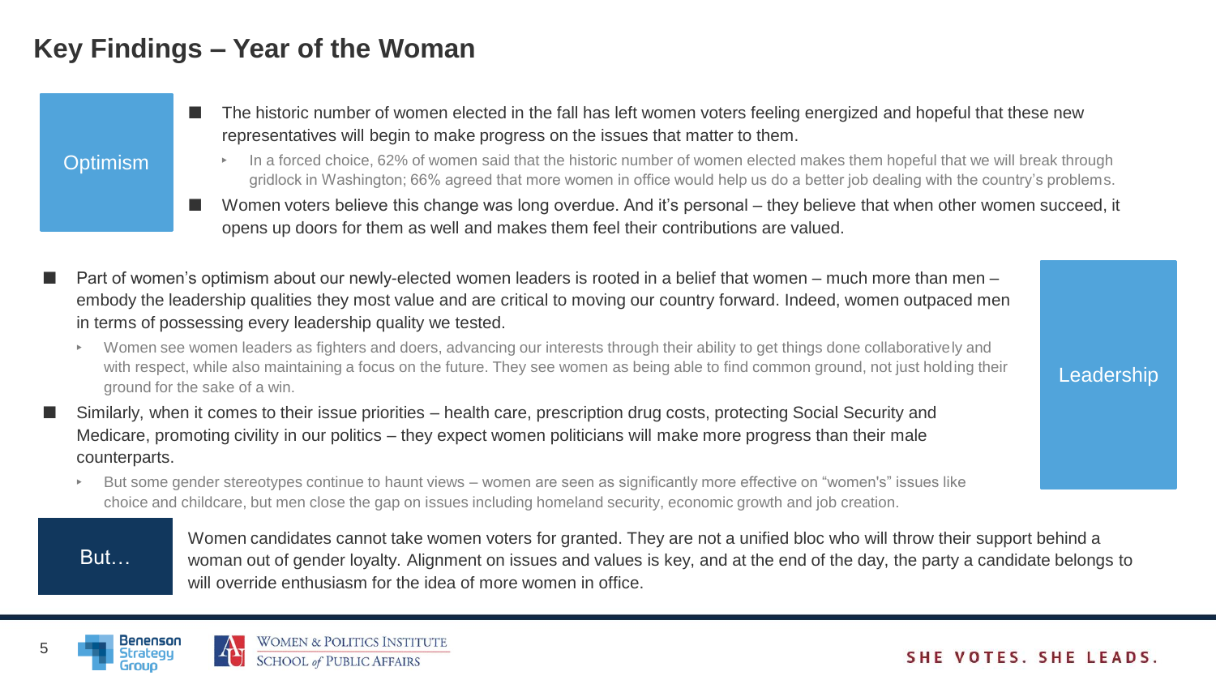# Key Findings – Year of the Woman

**Optimism**

- The historic number of women elected in the fall has left women voters feeling energized and hopeful that these new representatives will begin to make progress on the issues that matter to them.
  - In a forced choice, 62% of women said that the historic number of women elected makes them hopeful that we will break through gridlock in Washington; 66% agreed that more women in office would help us do a better job dealing with the country's problems.
- Women voters believe this change was long overdue. And it's personal – they believe that when other women succeed, it opens up doors for them as well and makes them feel their contributions are valued.

**Leadership**

- Part of women's optimism about our newly-elected women leaders is rooted in a belief that women – much more than men – embody the leadership qualities they most value and are critical to moving our country forward. Indeed, women outpaced men in terms of possessing every leadership quality we tested.
  - Women see women leaders as fighters and doers, advancing our interests through their ability to get things done collaboratively and with respect, while also maintaining a focus on the future. They see women as being able to find common ground, not just holding their ground for the sake of a win.
- Similarly, when it comes to their issue priorities – health care, prescription drug costs, protecting Social Security and Medicare, promoting civility in our politics – they expect women politicians will make more progress than their male counterparts.
  - But some gender stereotypes continue to haunt views – women are seen as significantly more effective on "women's" issues like choice and childcare, but men close the gap on issues including homeland security, economic growth and job creation.

**But…**

Women candidates cannot take women voters for granted. They are not a unified bloc who will throw their support behind a woman out of gender loyalty. Alignment on issues and values is key, and at the end of the day, the party a candidate belongs to will override enthusiasm for the idea of more women in office.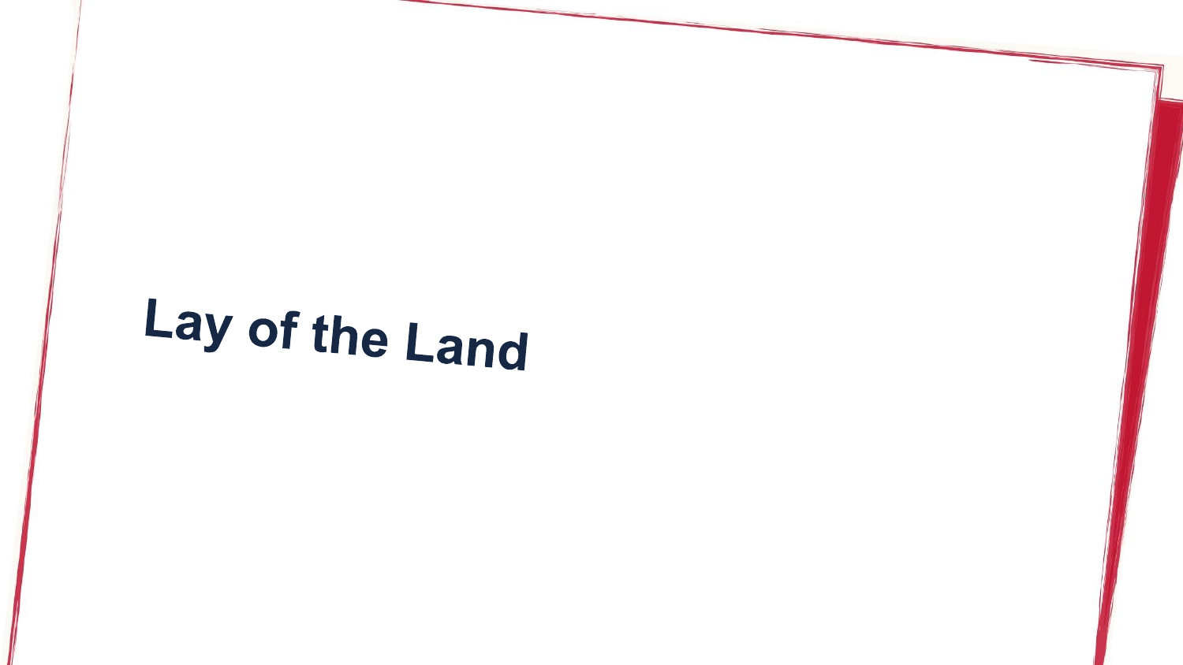# Lay of the Land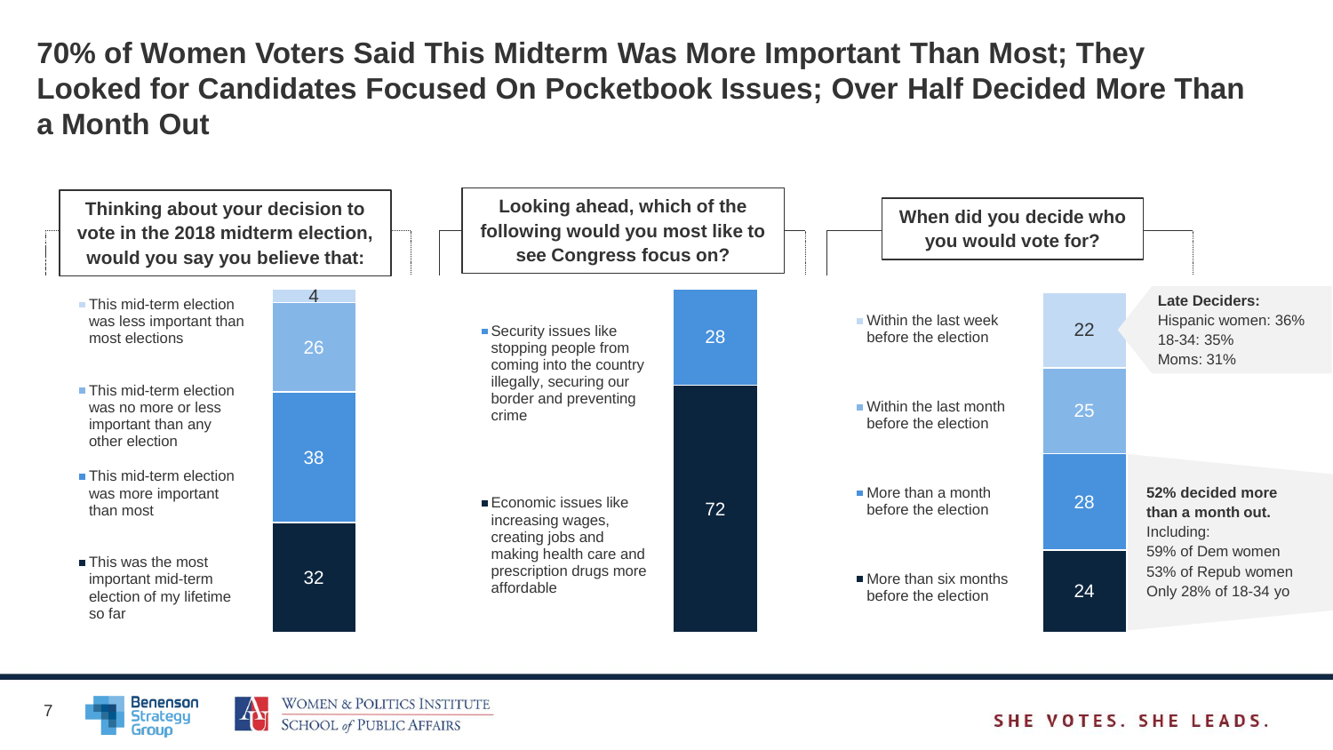# 70% of Women Voters Said This Midterm Was More Important Than Most; They Looked for Candidates Focused On Pocketbook Issues; Over Half Decided More Than a Month Out

### Thinking about your decision to vote in the 2018 midterm election, would you say you believe that:

| Response | % |
|---|---|
| This mid-term election was less important than most elections | 4 |
| This mid-term election was no more or less important than any other election | 26 |
| This mid-term election was more important than most | 38 |
| This was the most important mid-term election of my lifetime so far | 32 |

### Looking ahead, which of the following would you most like to see Congress focus on?

| Response | % |
|---|---|
| Security issues like stopping people from coming into the country illegally, securing our border and preventing crime | 28 |
| Economic issues like increasing wages, creating jobs and making health care and prescription drugs more affordable | 72 |

### When did you decide who you would vote for?

| Response | % |
|---|---|
| Within the last week before the election | 22 |
| Within the last month before the election | 25 |
| More than a month before the election | 28 |
| More than six months before the election | 24 |

**Late Deciders:**
Hispanic women: 36%
18-34: 35%
Moms: 31%

**52% decided more than a month out.**
Including:
59% of Dem women
53% of Repub women
Only 28% of 18-34 yo

SHE VOTES. SHE LEADS.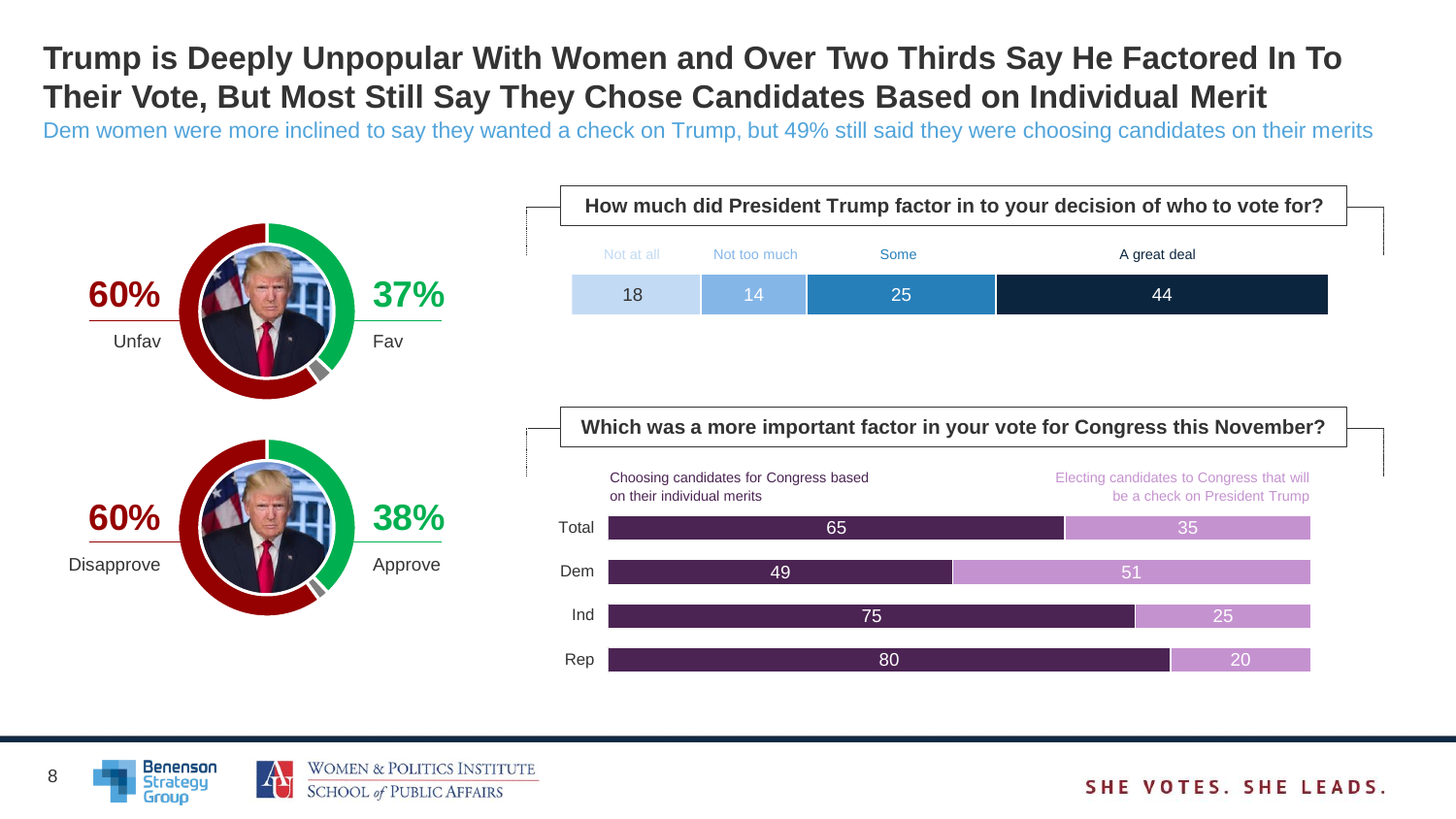# Trump is Deeply Unpopular With Women and Over Two Thirds Say He Factored In To Their Vote, But Most Still Say They Chose Candidates Based on Individual Merit

Dem women were more inclined to say they wanted a check on Trump, but 49% still said they were choosing candidates on their merits

| | |
|---|---|
| 60% Unfav | 37% Fav |
| 60% Disapprove | 38% Approve |

**How much did President Trump factor in to your decision of who to vote for?**

| Not at all | Not too much | Some | A great deal |
|---|---|---|---|
| 18 | 14 | 25 | 44 |

**Which was a more important factor in your vote for Congress this November?**

| | Choosing candidates for Congress based on their individual merits | Electing candidates to Congress that will be a check on President Trump |
|---|---|---|
| Total | 65 | 35 |
| Dem | 49 | 51 |
| Ind | 75 | 25 |
| Rep | 80 | 20 |

SHE VOTES. SHE LEADS.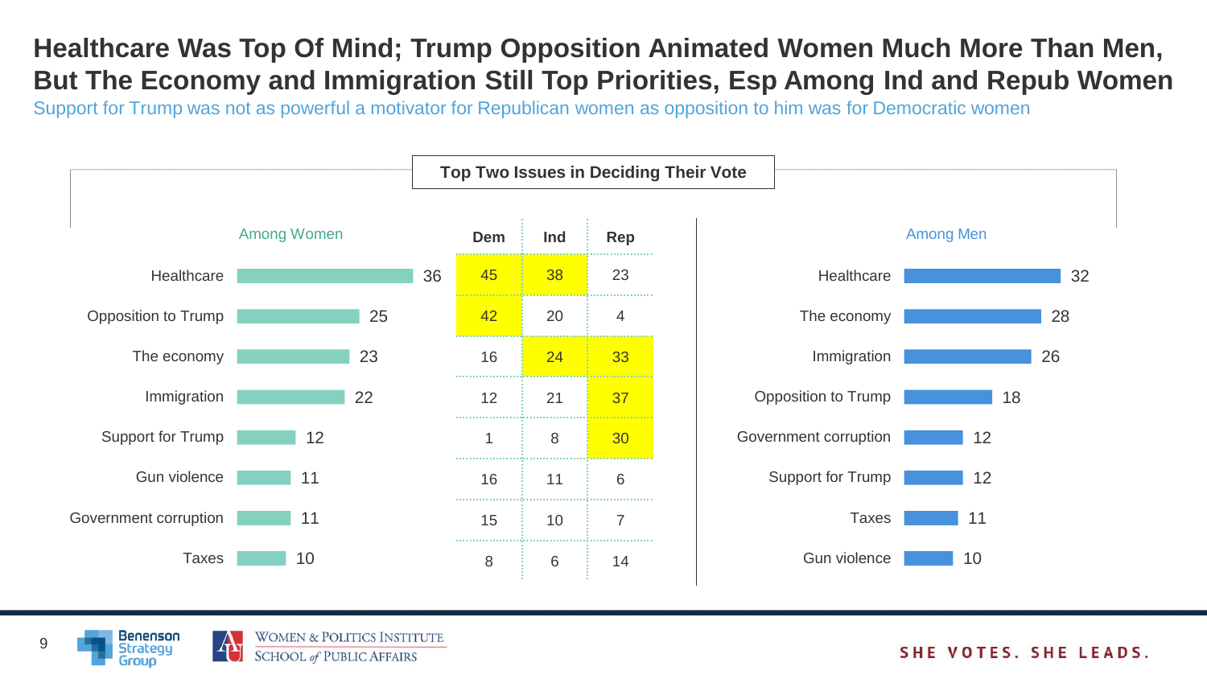# Healthcare Was Top Of Mind; Trump Opposition Animated Women Much More Than Men, But The Economy and Immigration Still Top Priorities, Esp Among Ind and Repub Women

Support for Trump was not as powerful a motivator for Republican women as opposition to him was for Democratic women

**Top Two Issues in Deciding Their Vote**

**Among Women**

| Issue | Among Women | Dem | Ind | Rep |
|---|---|---|---|---|
| Healthcare | 36 | 45 | 38 | 23 |
| Opposition to Trump | 25 | 42 | 20 | 4 |
| The economy | 23 | 16 | 24 | 33 |
| Immigration | 22 | 12 | 21 | 37 |
| Support for Trump | 12 | 1 | 8 | 30 |
| Gun violence | 11 | 16 | 11 | 6 |
| Government corruption | 11 | 15 | 10 | 7 |
| Taxes | 10 | 8 | 6 | 14 |

**Among Men**

| Issue | Among Men |
|---|---|
| Healthcare | 32 |
| The economy | 28 |
| Immigration | 26 |
| Opposition to Trump | 18 |
| Government corruption | 12 |
| Support for Trump | 12 |
| Taxes | 11 |
| Gun violence | 10 |

Benenson Strategy Group

Women & Politics Institute, School of Public Affairs

SHE VOTES. SHE LEADS.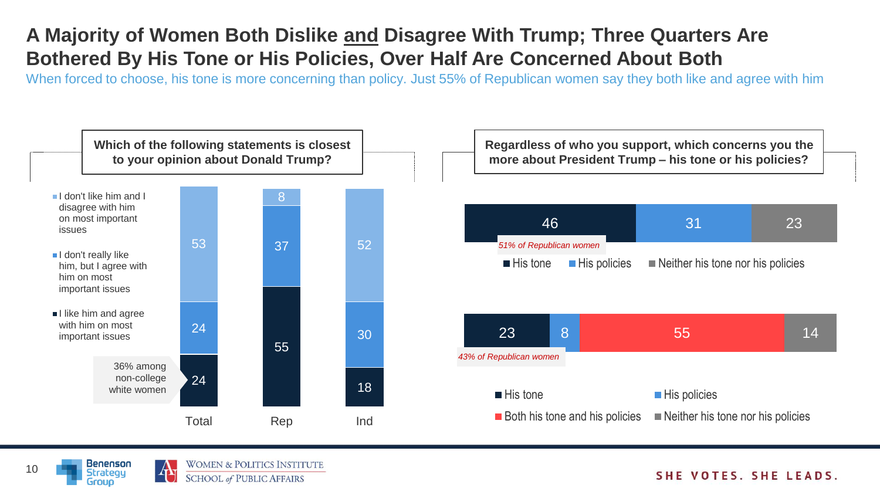# A Majority of Women Both Dislike and Disagree With Trump; Three Quarters Are Bothered By His Tone or His Policies, Over Half Are Concerned About Both

When forced to choose, his tone is more concerning than policy. Just 55% of Republican women say they both like and agree with him

**Which of the following statements is closest to your opinion about Donald Trump?**

| | Total | Rep | Ind |
|---|---|---|---|
| I don't like him and I disagree with him on most important issues | 53 | 8 | 52 |
| I don't really like him, but I agree with him on most important issues | 24 | 37 | 30 |
| I like him and agree with him on most important issues | 24 | 55 | 18 |

36% among non-college white women

**Regardless of who you support, which concerns you the more about President Trump – his tone or his policies?**

| His tone | His policies | Neither his tone nor his policies |
|---|---|---|
| 46 | 31 | 23 |

*51% of Republican women*

| His tone | His policies | Both his tone and his policies | Neither his tone nor his policies |
|---|---|---|---|
| 23 | 8 | 55 | 14 |

*43% of Republican women*

SHE VOTES. SHE LEADS.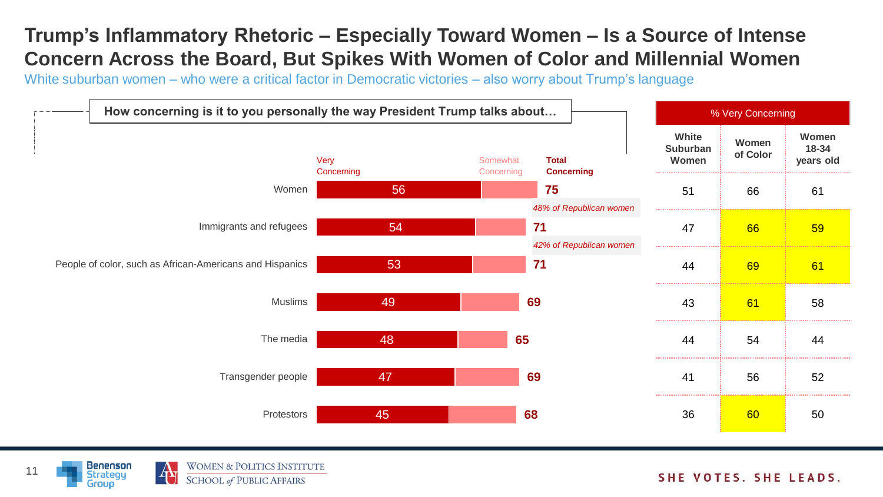# Trump's Inflammatory Rhetoric – Especially Toward Women – Is a Source of Intense Concern Across the Board, But Spikes With Women of Color and Millennial Women

White suburban women – who were a critical factor in Democratic victories – also worry about Trump's language

**How concerning is it to you personally the way President Trump talks about…**

| | Very Concerning | Total Concerning | % Very Concerning: White Suburban Women | % Very Concerning: Women of Color | % Very Concerning: Women 18-34 years old |
|---|---|---|---|---|---|
| Women | 56 | 75 (*48% of Republican women*) | 51 | 66 | 61 |
| Immigrants and refugees | 54 | 71 (*42% of Republican women*) | 47 | 66 | 59 |
| People of color, such as African-Americans and Hispanics | 53 | 71 | 44 | 69 | 61 |
| Muslims | 49 | 69 | 43 | 61 | 58 |
| The media | 48 | 65 | 44 | 54 | 44 |
| Transgender people | 47 | 69 | 41 | 56 | 52 |
| Protestors | 45 | 68 | 36 | 60 | 50 |

SHE VOTES. SHE LEADS.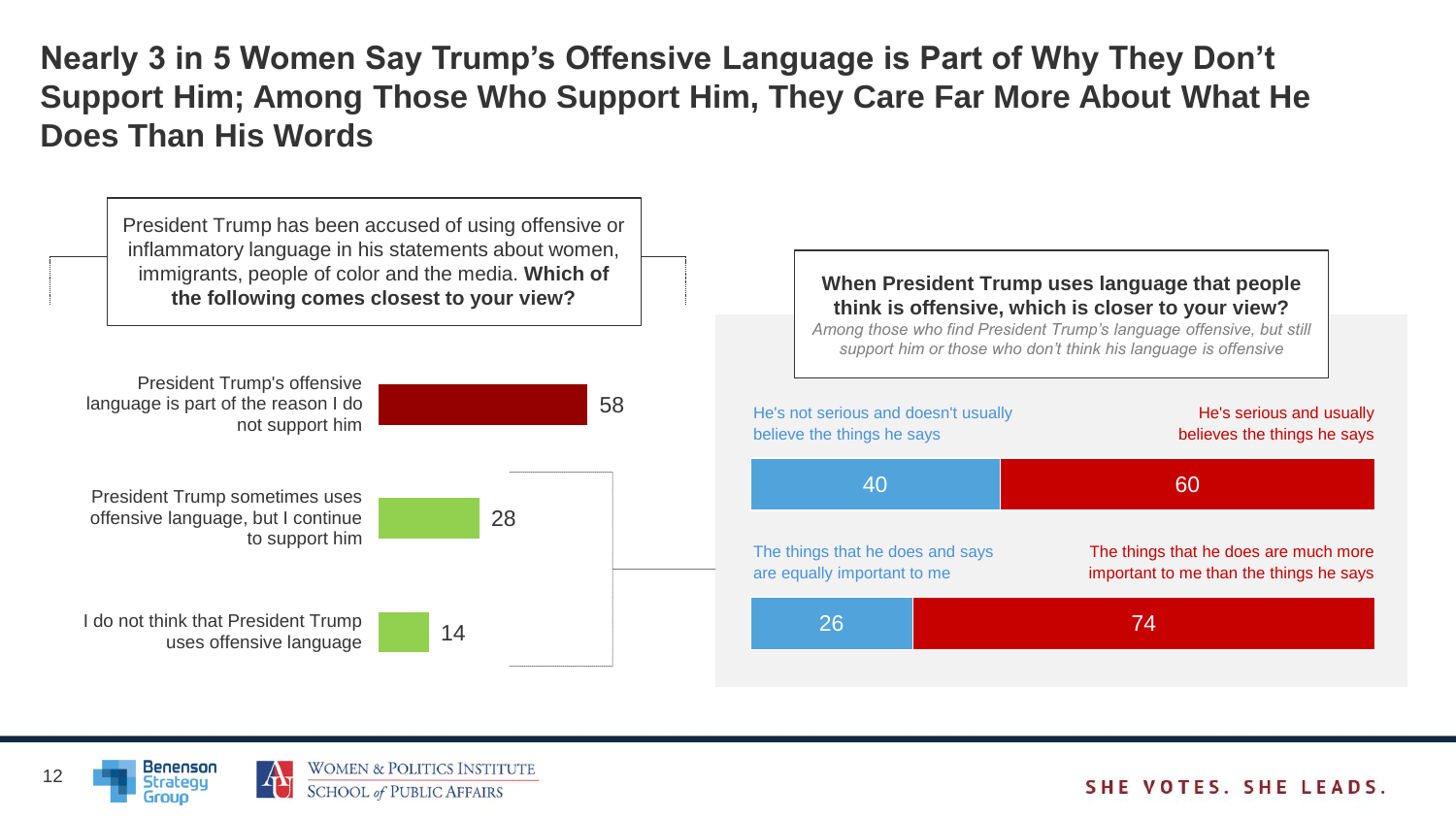# Nearly 3 in 5 Women Say Trump's Offensive Language is Part of Why They Don't Support Him; Among Those Who Support Him, They Care Far More About What He Does Than His Words

President Trump has been accused of using offensive or inflammatory language in his statements about women, immigrants, people of color and the media. **Which of the following comes closest to your view?**

| Response | % |
| --- | --- |
| President Trump's offensive language is part of the reason I do not support him | 58 |
| President Trump sometimes uses offensive language, but I continue to support him | 28 |
| I do not think that President Trump uses offensive language | 14 |

**When President Trump uses language that people think is offensive, which is closer to your view?**

*Among those who find President Trump's language offensive, but still support him or those who don't think his language is offensive*

| He's not serious and doesn't usually believe the things he says | He's serious and usually believes the things he says |
| --- | --- |
| 40 | 60 |

| The things that he does and says are equally important to me | The things that he does are much more important to me than the things he says |
| --- | --- |
| 26 | 74 |

SHE VOTES. SHE LEADS.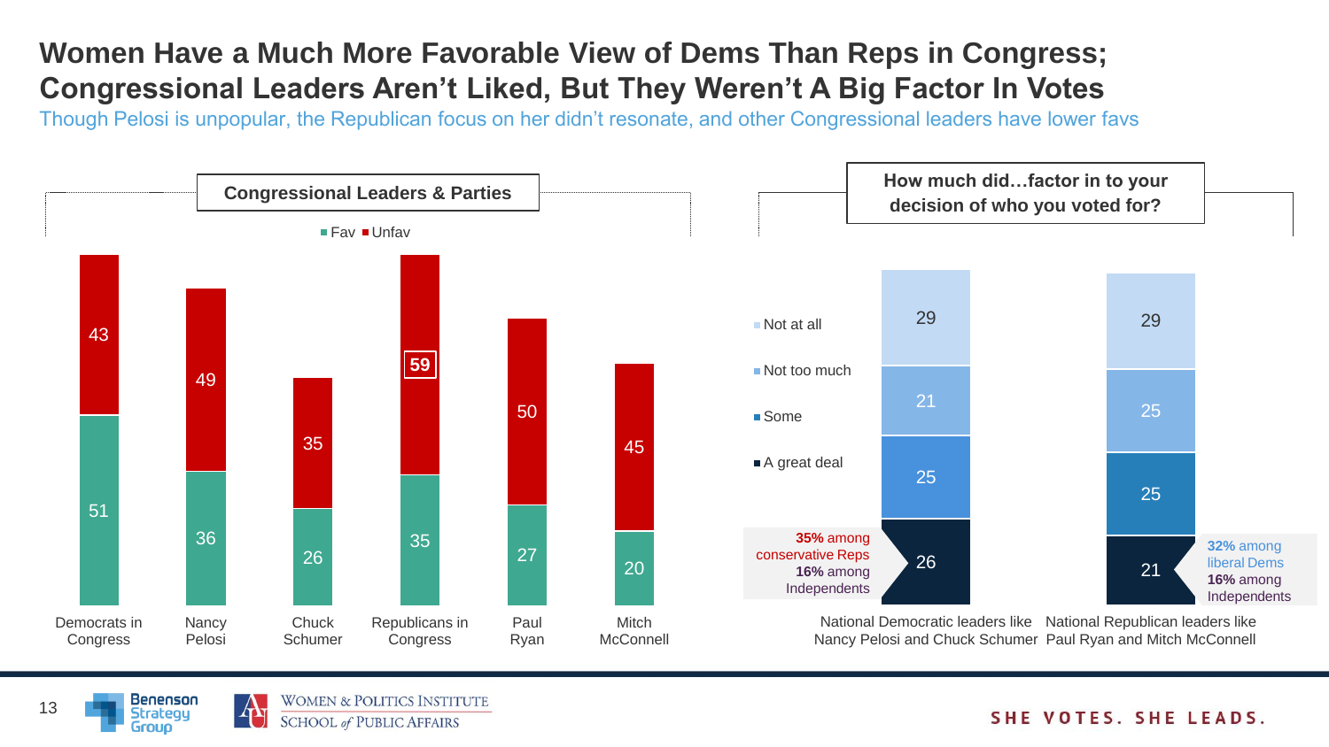# Women Have a Much More Favorable View of Dems Than Reps in Congress; Congressional Leaders Aren't Liked, But They Weren't A Big Factor In Votes

Though Pelosi is unpopular, the Republican focus on her didn't resonate, and other Congressional leaders have lower favs

## Congressional Leaders & Parties

| | Fav | Unfav |
|---|---|---|
| Democrats in Congress | 51 | 43 |
| Nancy Pelosi | 36 | 49 |
| Chuck Schumer | 26 | 35 |
| Republicans in Congress | 35 | **59** |
| Paul Ryan | 27 | 50 |
| Mitch McConnell | 20 | 45 |

## How much did…factor in to your decision of who you voted for?

| | National Democratic leaders like Nancy Pelosi and Chuck Schumer | National Republican leaders like Paul Ryan and Mitch McConnell |
|---|---|---|
| Not at all | 29 | 29 |
| Not too much | 21 | 25 |
| Some | 25 | 25 |
| A great deal | 26 | 21 |

National Democratic leaders — A great deal: **35%** among conservative Reps; **16%** among Independents

National Republican leaders — A great deal: **32%** among liberal Dems; **16%** among Independents

SHE VOTES. SHE LEADS.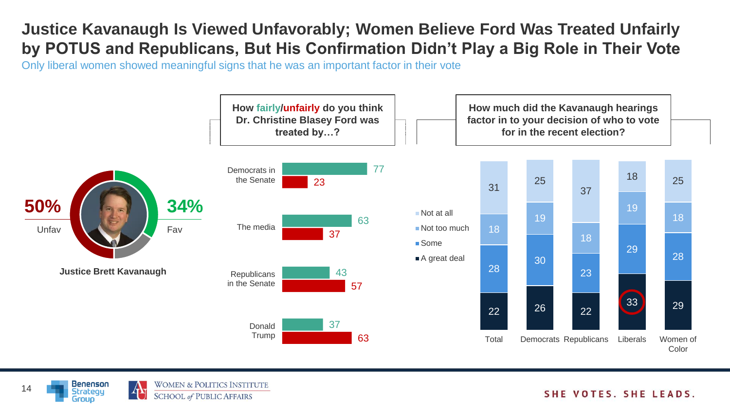# Justice Kavanaugh Is Viewed Unfavorably; Women Believe Ford Was Treated Unfairly by POTUS and Republicans, But His Confirmation Didn't Play a Big Role in Their Vote

Only liberal women showed meaningful signs that he was an important factor in their vote

**Justice Brett Kavanaugh**

| Unfav | Fav |
|---|---|
| 50% | 34% |

**How fairly/unfairly do you think Dr. Christine Blasey Ford was treated by…?**

| | Fairly | Unfairly |
|---|---|---|
| Democrats in the Senate | 77 | 23 |
| The media | 63 | 37 |
| Republicans in the Senate | 43 | 57 |
| Donald Trump | 37 | 63 |

**How much did the Kavanaugh hearings factor in to your decision of who to vote for in the recent election?**

| | Total | Democrats | Republicans | Liberals | Women of Color |
|---|---|---|---|---|---|
| Not at all | 31 | 25 | 37 | 18 | 25 |
| Not too much | 18 | 19 | 18 | 19 | 18 |
| Some | 28 | 30 | 23 | 29 | 28 |
| A great deal | 22 | 26 | 22 | 33 | 29 |

SHE VOTES. SHE LEADS.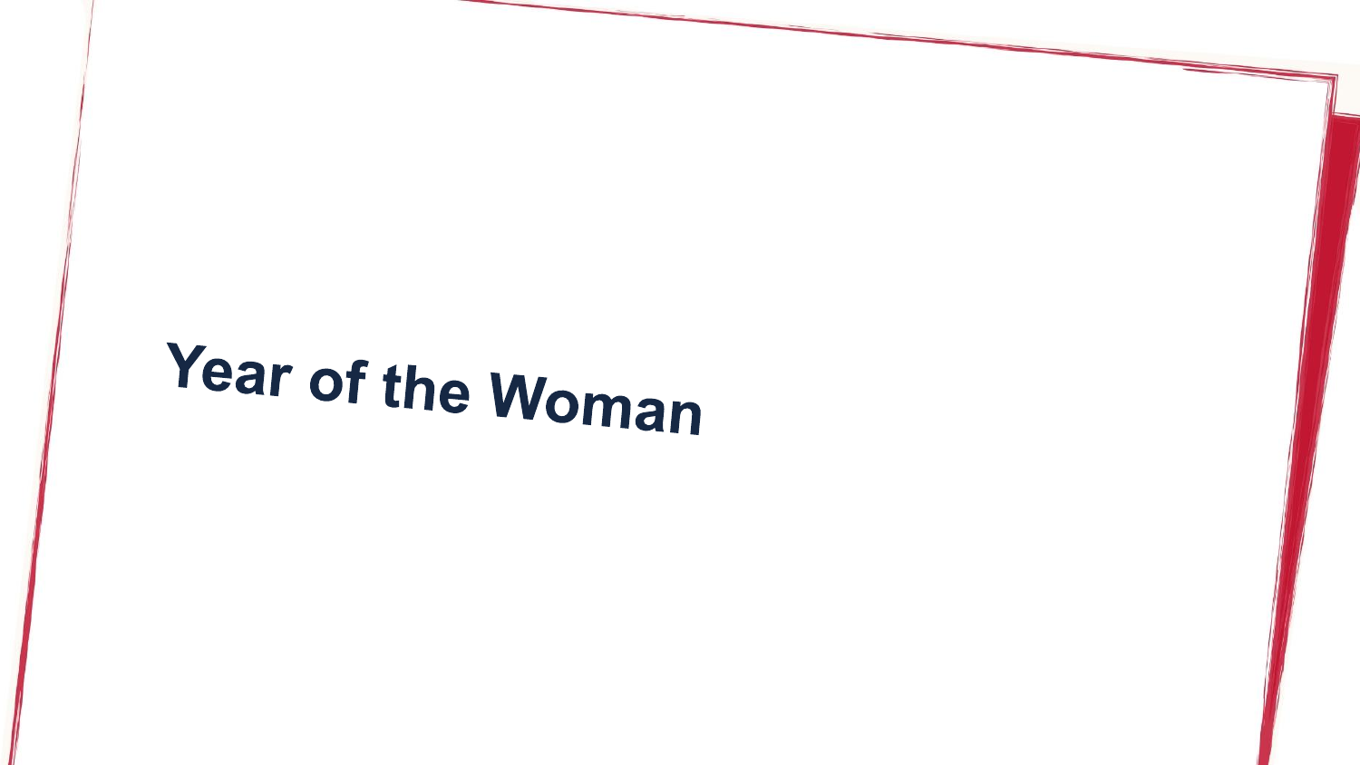# Year of the Woman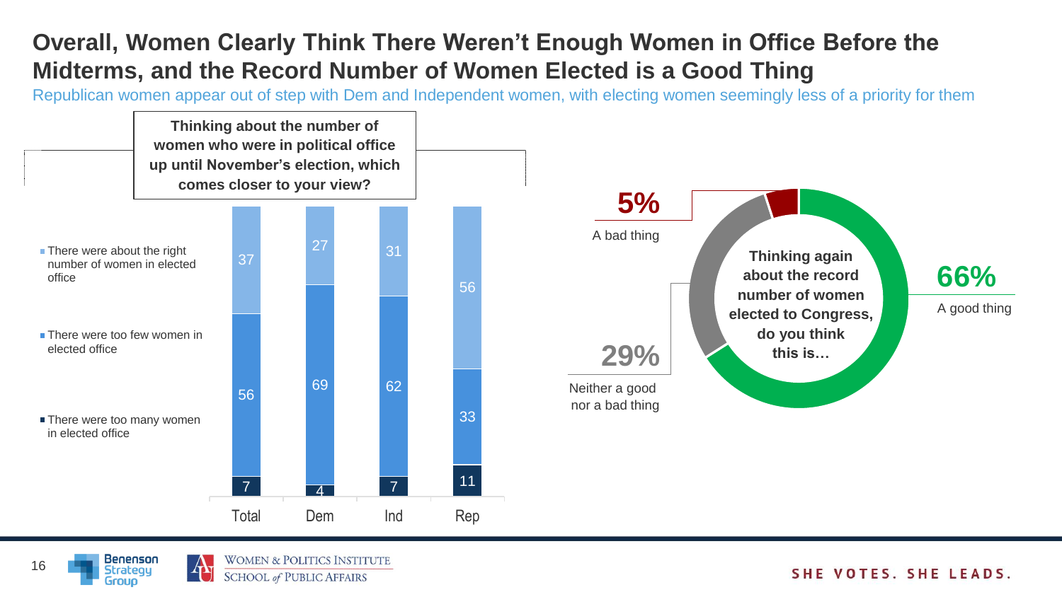# Overall, Women Clearly Think There Weren't Enough Women in Office Before the Midterms, and the Record Number of Women Elected is a Good Thing

Republican women appear out of step with Dem and Independent women, with electing women seemingly less of a priority for them

**Thinking about the number of women who were in political office up until November's election, which comes closer to your view?**

| | Total | Dem | Ind | Rep |
|---|---|---|---|---|
| There were about the right number of women in elected office | 37 | 27 | 31 | 56 |
| There were too few women in elected office | 56 | 69 | 62 | 33 |
| There were too many women in elected office | 7 | 4 | 7 | 11 |

**Thinking again about the record number of women elected to Congress, do you think this is…**

| Response | % |
|---|---|
| A good thing | 66% |
| Neither a good nor a bad thing | 29% |
| A bad thing | 5% |

SHE VOTES. SHE LEADS.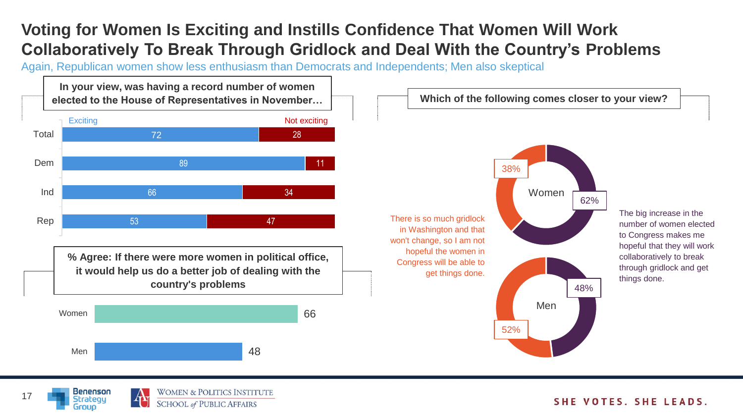# Voting for Women Is Exciting and Instills Confidence That Women Will Work Collaboratively To Break Through Gridlock and Deal With the Country's Problems

Again, Republican women show less enthusiasm than Democrats and Independents; Men also skeptical

**In your view, was having a record number of women elected to the House of Representatives in November…**

| | Exciting | Not exciting |
|---|---|---|
| Total | 72 | 28 |
| Dem | 89 | 11 |
| Ind | 66 | 34 |
| Rep | 53 | 47 |

**% Agree: If there were more women in political office, it would help us do a better job of dealing with the country's problems**

| | % Agree |
|---|---|
| Women | 66 |
| Men | 48 |

**Which of the following comes closer to your view?**

| | There is so much gridlock in Washington and that won't change, so I am not hopeful the women in Congress will be able to get things done. | The big increase in the number of women elected to Congress makes me hopeful that they will work collaboratively to break through gridlock and get things done. |
|---|---|---|
| Women | 38% | 62% |
| Men | 52% | 48% |

SHE VOTES. SHE LEADS.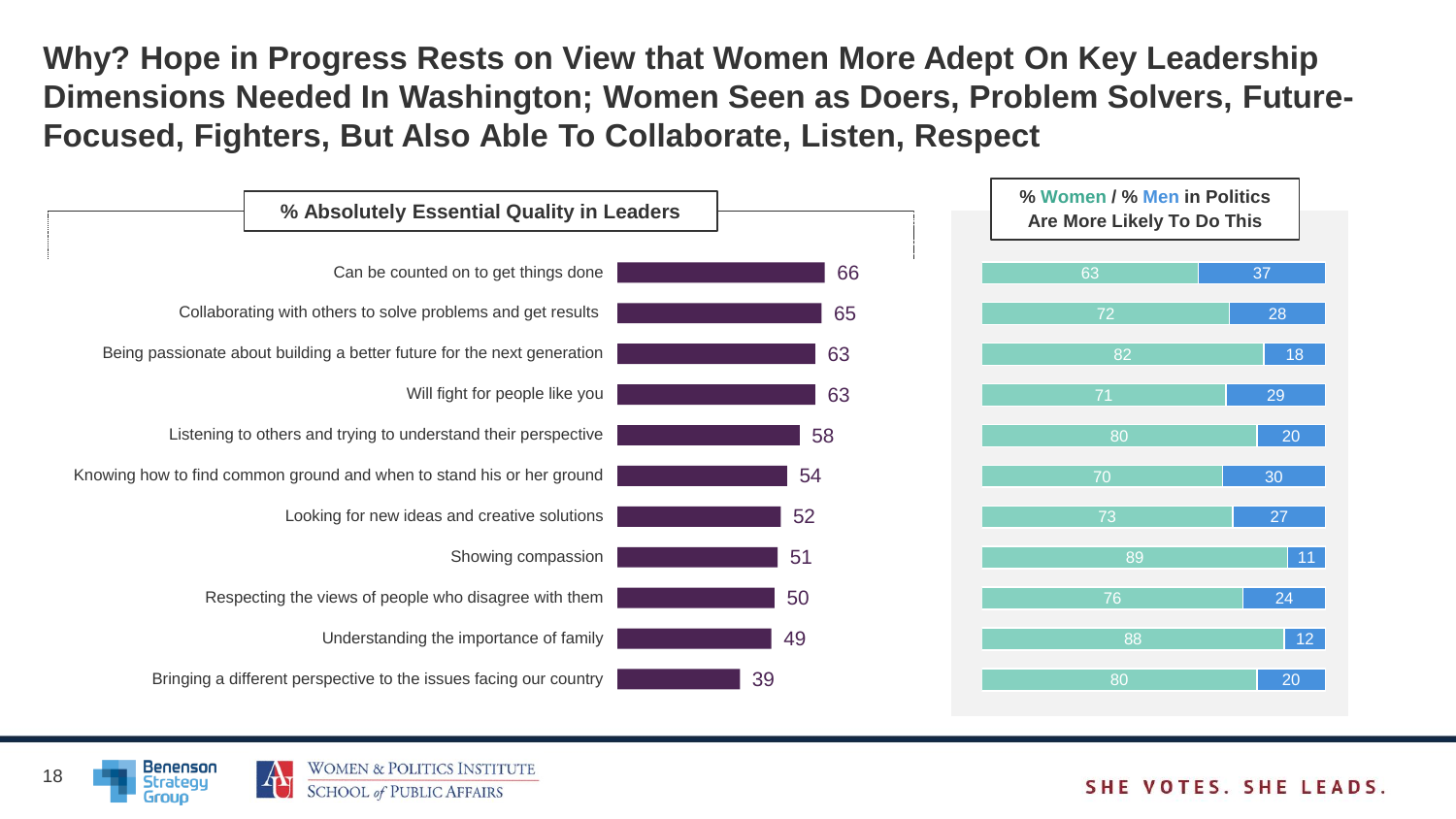# Why? Hope in Progress Rests on View that Women More Adept On Key Leadership Dimensions Needed In Washington; Women Seen as Doers, Problem Solvers, Future-Focused, Fighters, But Also Able To Collaborate, Listen, Respect

| Quality | % Absolutely Essential Quality in Leaders | % Women in Politics Are More Likely To Do This | % Men in Politics Are More Likely To Do This |
|---|---|---|---|
| Can be counted on to get things done | 66 | 63 | 37 |
| Collaborating with others to solve problems and get results | 65 | 72 | 28 |
| Being passionate about building a better future for the next generation | 63 | 82 | 18 |
| Will fight for people like you | 63 | 71 | 29 |
| Listening to others and trying to understand their perspective | 58 | 80 | 20 |
| Knowing how to find common ground and when to stand his or her ground | 54 | 70 | 30 |
| Looking for new ideas and creative solutions | 52 | 73 | 27 |
| Showing compassion | 51 | 89 | 11 |
| Respecting the views of people who disagree with them | 50 | 76 | 24 |
| Understanding the importance of family | 49 | 88 | 12 |
| Bringing a different perspective to the issues facing our country | 39 | 80 | 20 |

SHE VOTES. SHE LEADS.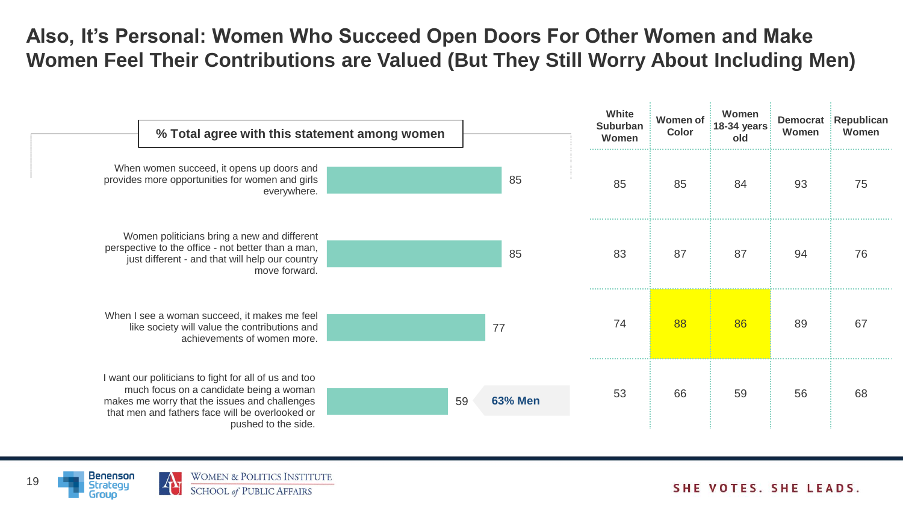# Also, It's Personal: Women Who Succeed Open Doors For Other Women and Make Women Feel Their Contributions are Valued (But They Still Worry About Including Men)

| % Total agree with this statement among women | Total | White Suburban Women | Women of Color | Women 18-34 years old | Democrat Women | Republican Women |
|---|---|---|---|---|---|---|
| When women succeed, it opens up doors and provides more opportunities for women and girls everywhere. | 85 | 85 | 85 | 84 | 93 | 75 |
| Women politicians bring a new and different perspective to the office - not better than a man, just different - and that will help our country move forward. | 85 | 83 | 87 | 87 | 94 | 76 |
| When I see a woman succeed, it makes me feel like society will value the contributions and achievements of women more. | 77 | 74 | **88** | **86** | 89 | 67 |
| I want our politicians to fight for all of us and too much focus on a candidate being a woman makes me worry that the issues and challenges that men and fathers face will be overlooked or pushed to the side. | 59 (**63% Men**) | 53 | 66 | 59 | 56 | 68 |

Benenson Strategy Group | Women & Politics Institute, School of Public Affairs

SHE VOTES. SHE LEADS.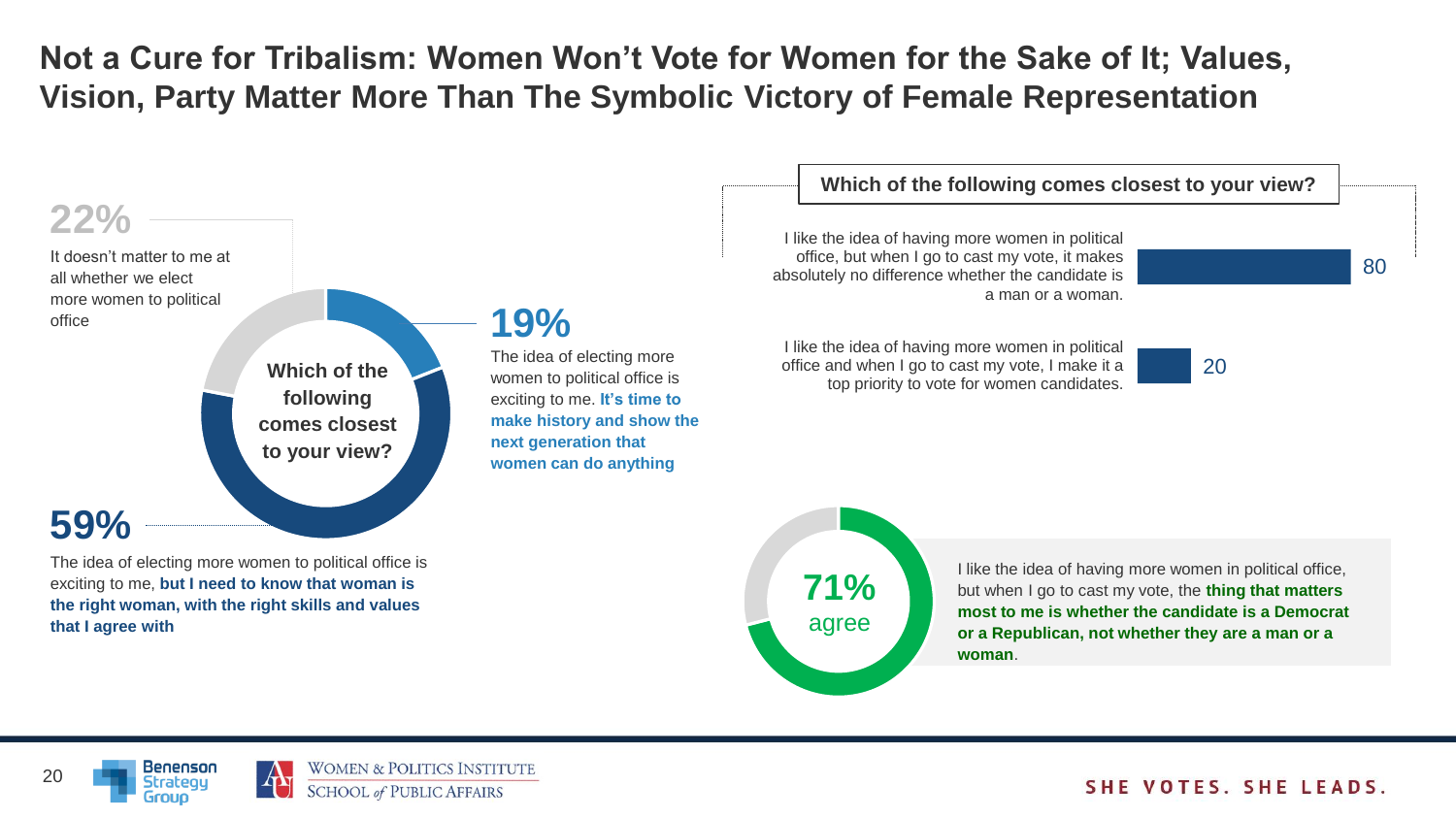# Not a Cure for Tribalism: Women Won't Vote for Women for the Sake of It; Values, Vision, Party Matter More Than The Symbolic Victory of Female Representation

**Which of the following comes closest to your view?**

**22%**
It doesn't matter to me at all whether we elect more women to political office

**19%**
The idea of electing more women to political office is exciting to me. **It's time to make history and show the next generation that women can do anything**

**59%**
The idea of electing more women to political office is exciting to me, **but I need to know that woman is the right woman, with the right skills and values that I agree with**

**Which of the following comes closest to your view?**

| Statement | % |
|---|---|
| I like the idea of having more women in political office, but when I go to cast my vote, it makes absolutely no difference whether the candidate is a man or a woman. | 80 |
| I like the idea of having more women in political office and when I go to cast my vote, I make it a top priority to vote for women candidates. | 20 |

**71%** agree

I like the idea of having more women in political office, but when I go to cast my vote, the **thing that matters most to me is whether the candidate is a Democrat or a Republican, not whether they are a man or a woman**.

Benenson Strategy Group | Women & Politics Institute, School of Public Affairs

SHE VOTES. SHE LEADS.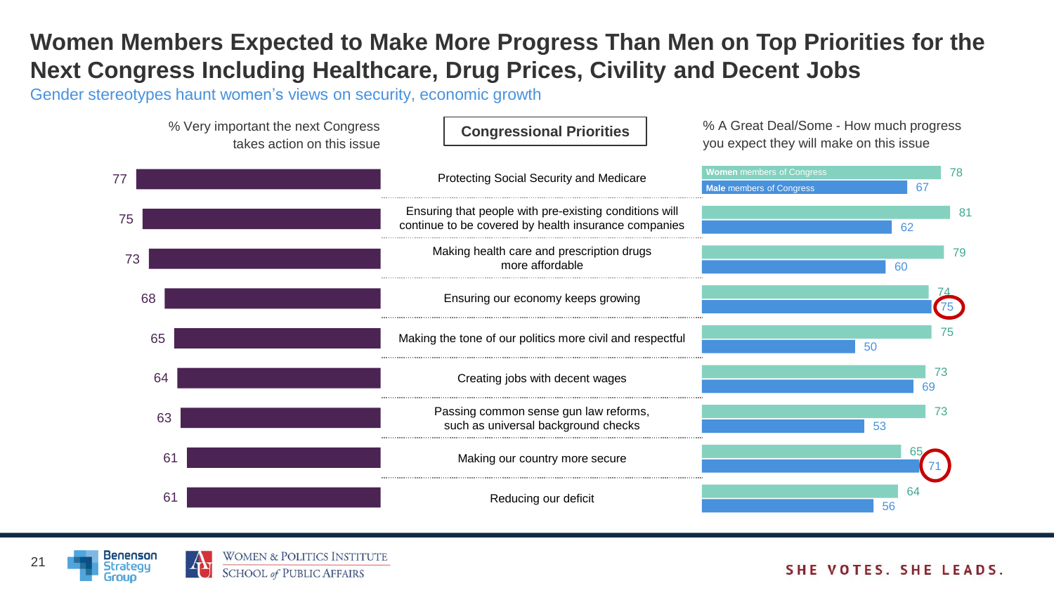# Women Members Expected to Make More Progress Than Men on Top Priorities for the Next Congress Including Healthcare, Drug Prices, Civility and Decent Jobs

Gender stereotypes haunt women's views on security, economic growth

| % Very important the next Congress takes action on this issue | Congressional Priorities | % A Great Deal/Some - How much progress you expect they will make on this issue: Women members of Congress | % A Great Deal/Some - How much progress you expect they will make on this issue: Male members of Congress |
|---|---|---|---|
| 77 | Protecting Social Security and Medicare | 78 | 67 |
| 75 | Ensuring that people with pre-existing conditions will continue to be covered by health insurance companies | 81 | 62 |
| 73 | Making health care and prescription drugs more affordable | 79 | 60 |
| 68 | Ensuring our economy keeps growing | 74 | 75 |
| 65 | Making the tone of our politics more civil and respectful | 75 | 50 |
| 64 | Creating jobs with decent wages | 73 | 69 |
| 63 | Passing common sense gun law reforms, such as universal background checks | 73 | 53 |
| 61 | Making our country more secure | 65 | 71 |
| 61 | Reducing our deficit | 64 | 56 |

Benenson Strategy Group

WOMEN & POLITICS INSTITUTE SCHOOL of PUBLIC AFFAIRS

SHE VOTES. SHE LEADS.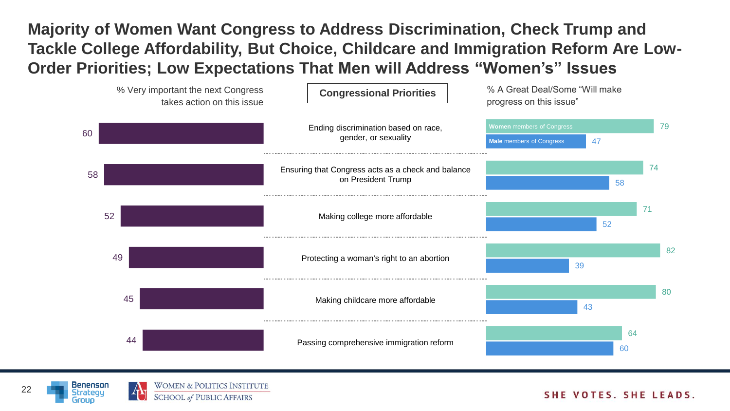# Majority of Women Want Congress to Address Discrimination, Check Trump and Tackle College Affordability, But Choice, Childcare and Immigration Reform Are Low-Order Priorities; Low Expectations That Men will Address "Women's" Issues

**Congressional Priorities**

| Congressional Priorities | % Very important the next Congress takes action on this issue | % A Great Deal/Some "Will make progress on this issue": Women members of Congress | % A Great Deal/Some "Will make progress on this issue": Male members of Congress |
|---|---|---|---|
| Ending discrimination based on race, gender, or sexuality | 60 | 79 | 47 |
| Ensuring that Congress acts as a check and balance on President Trump | 58 | 74 | 58 |
| Making college more affordable | 52 | 71 | 52 |
| Protecting a woman's right to an abortion | 49 | 82 | 39 |
| Making childcare more affordable | 45 | 80 | 43 |
| Passing comprehensive immigration reform | 44 | 64 | 60 |

Benenson Strategy Group

Women & Politics Institute, School of Public Affairs

SHE VOTES. SHE LEADS.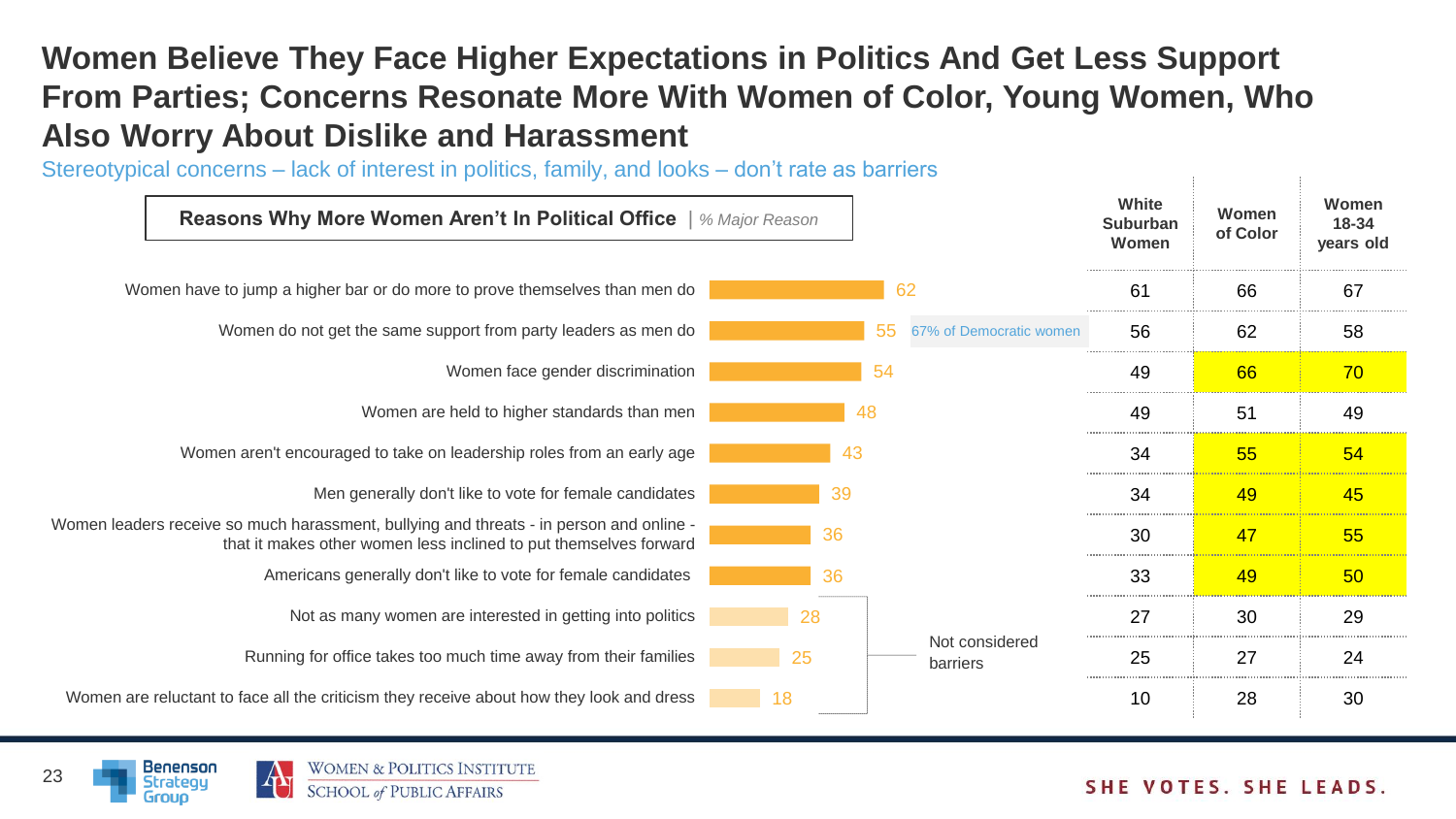# Women Believe They Face Higher Expectations in Politics And Get Less Support From Parties; Concerns Resonate More With Women of Color, Young Women, Who Also Worry About Dislike and Harassment

Stereotypical concerns – lack of interest in politics, family, and looks – don't rate as barriers

**Reasons Why More Women Aren't In Political Office** | *% Major Reason*

Women have to jump a higher bar or do more to prove themselves than men do 62
Women do not get the same support from party leaders as men do 55
67% of Democratic women
Women face gender discrimination 54
Women are held to higher standards than men 48
Women aren't encouraged to take on leadership roles from an early age 43
Men generally don't like to vote for female candidates 39
Women leaders receive so much harassment, bullying and threats - in person and online - that it makes other women less inclined to put themselves forward 36
Americans generally don't like to vote for female candidates 36
Not as many women are interested in getting into politics 28
Running for office takes too much time away from their families 25
Women are reluctant to face all the criticism they receive about how they look and dress 18
Not considered barriers

| | White Suburban Women | Women of Color | Women 18-34 years old |
|---|---|---|---|
| Women have to jump a higher bar or do more to prove themselves than men do | 61 | 66 | 67 |
| Women do not get the same support from party leaders as men do | 56 | 62 | 58 |
| Women face gender discrimination | 49 | 66 | 70 |
| Women are held to higher standards than men | 49 | 51 | 49 |
| Women aren't encouraged to take on leadership roles from an early age | 34 | 55 | 54 |
| Men generally don't like to vote for female candidates | 34 | 49 | 45 |
| Women leaders receive so much harassment, bullying and threats - in person and online - that it makes other women less inclined to put themselves forward | 30 | 47 | 55 |
| Americans generally don't like to vote for female candidates | 33 | 49 | 50 |
| Not as many women are interested in getting into politics | 27 | 30 | 29 |
| Running for office takes too much time away from their families | 25 | 27 | 24 |
| Women are reluctant to face all the criticism they receive about how they look and dress | 10 | 28 | 30 |

Benenson Strategy Group

Women & Politics Institute, School of Public Affairs

SHE VOTES. SHE LEADS.